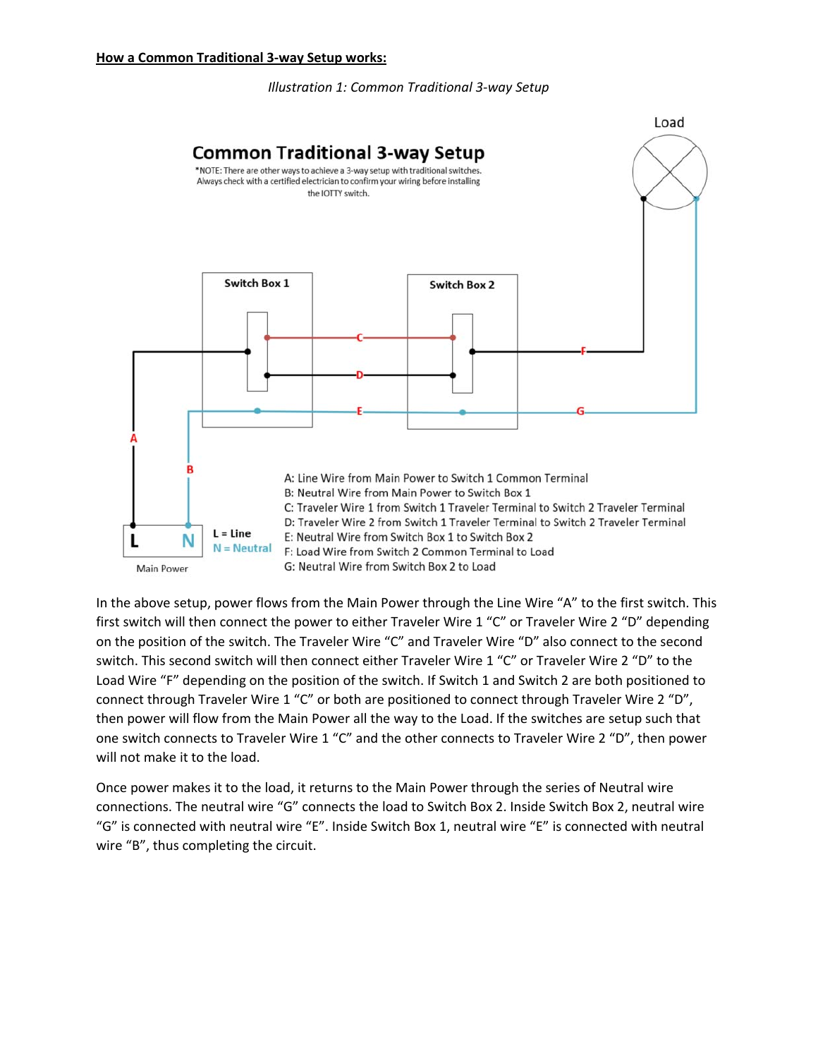**How a Common Traditional 3-way Setup works:**

*Illustration 1: Common Traditional 3-way Setup*

Common Traditional 3-way Setup

*NOTE: There are other ways to achieve a 3-way setup with traditional switches. Always check with a certified electrician to confirm your wiring before installing the IOTTY switch.

Load

Switch Box 1

Switch Box 2

L = Line

N = Neutral

Main Power

A: Line Wire from Main Power to Switch 1 Common Terminal
B: Neutral Wire from Main Power to Switch Box 1
C: Traveler Wire 1 from Switch 1 Traveler Terminal to Switch 2 Traveler Terminal
D: Traveler Wire 2 from Switch 1 Traveler Terminal to Switch 2 Traveler Terminal
E: Neutral Wire from Switch Box 1 to Switch Box 2
F: Load Wire from Switch 2 Common Terminal to Load
G: Neutral Wire from Switch Box 2 to Load

In the above setup, power flows from the Main Power through the Line Wire "A" to the first switch. This first switch will then connect the power to either Traveler Wire 1 "C" or Traveler Wire 2 "D" depending on the position of the switch. The Traveler Wire "C" and Traveler Wire "D" also connect to the second switch. This second switch will then connect either Traveler Wire 1 "C" or Traveler Wire 2 "D" to the Load Wire "F" depending on the position of the switch. If Switch 1 and Switch 2 are both positioned to connect through Traveler Wire 1 "C" or both are positioned to connect through Traveler Wire 2 "D", then power will flow from the Main Power all the way to the Load. If the switches are setup such that one switch connects to Traveler Wire 1 "C" and the other connects to Traveler Wire 2 "D", then power will not make it to the load.

Once power makes it to the load, it returns to the Main Power through the series of Neutral wire connections. The neutral wire "G" connects the load to Switch Box 2. Inside Switch Box 2, neutral wire "G" is connected with neutral wire "E". Inside Switch Box 1, neutral wire "E" is connected with neutral wire "B", thus completing the circuit.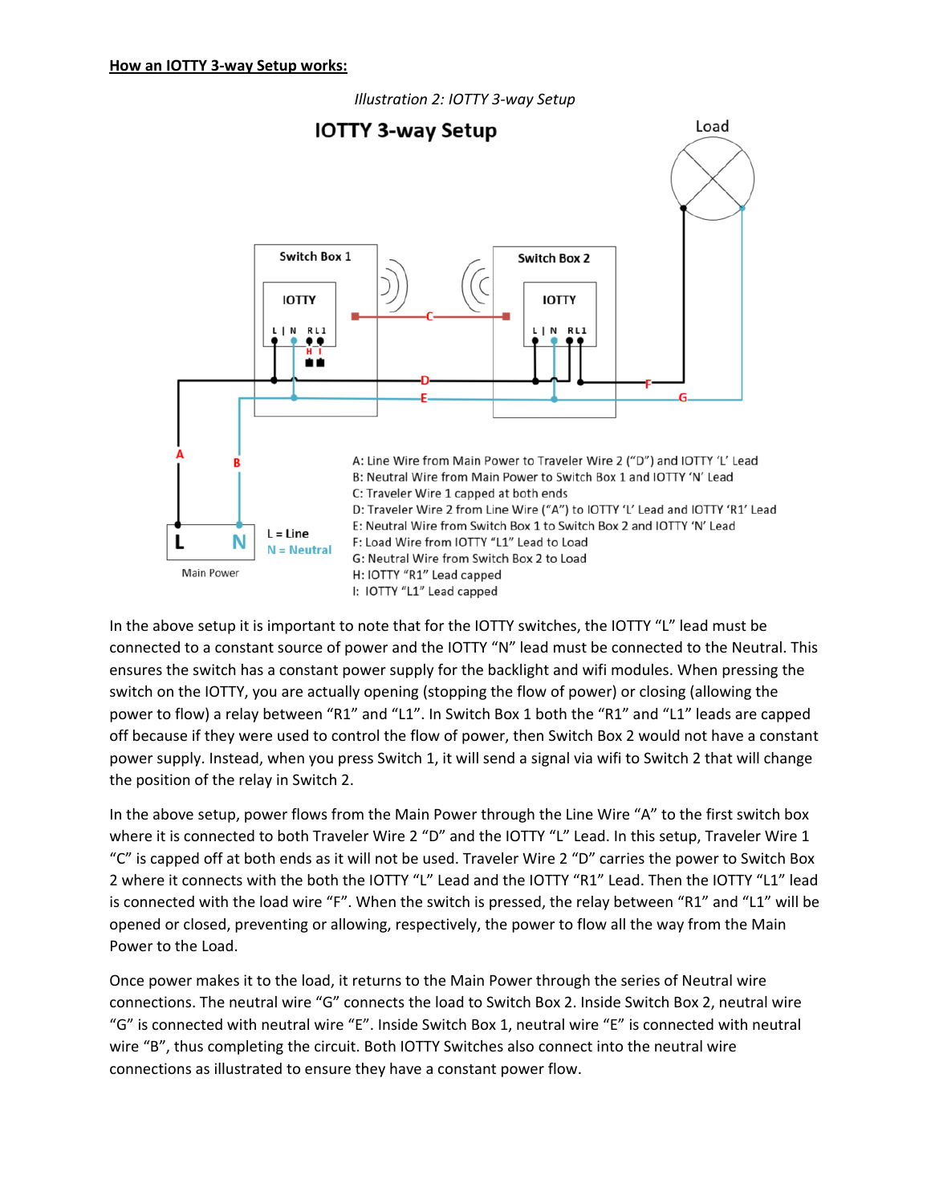**How an IOTTY 3-way Setup works:**

*Illustration 2: IOTTY 3-way Setup*

A: Line Wire from Main Power to Traveler Wire 2 ("D") and IOTTY 'L' Lead
B: Neutral Wire from Main Power to Switch Box 1 and IOTTY 'N' Lead
C: Traveler Wire 1 capped at both ends
D: Traveler Wire 2 from Line Wire ("A") to IOTTY 'L' Lead and IOTTY 'R1' Lead
E: Neutral Wire from Switch Box 1 to Switch Box 2 and IOTTY 'N' Lead
F: Load Wire from IOTTY "L1" Lead to Load
G: Neutral Wire from Switch Box 2 to Load
H: IOTTY "R1" Lead capped
I: IOTTY "L1" Lead capped

In the above setup it is important to note that for the IOTTY switches, the IOTTY "L" lead must be connected to a constant source of power and the IOTTY "N" lead must be connected to the Neutral. This ensures the switch has a constant power supply for the backlight and wifi modules. When pressing the switch on the IOTTY, you are actually opening (stopping the flow of power) or closing (allowing the power to flow) a relay between "R1" and "L1". In Switch Box 1 both the "R1" and "L1" leads are capped off because if they were used to control the flow of power, then Switch Box 2 would not have a constant power supply. Instead, when you press Switch 1, it will send a signal via wifi to Switch 2 that will change the position of the relay in Switch 2.

In the above setup, power flows from the Main Power through the Line Wire "A" to the first switch box where it is connected to both Traveler Wire 2 "D" and the IOTTY "L" Lead. In this setup, Traveler Wire 1 "C" is capped off at both ends as it will not be used. Traveler Wire 2 "D" carries the power to Switch Box 2 where it connects with the both the IOTTY "L" Lead and the IOTTY "R1" Lead. Then the IOTTY "L1" lead is connected with the load wire "F". When the switch is pressed, the relay between "R1" and "L1" will be opened or closed, preventing or allowing, respectively, the power to flow all the way from the Main Power to the Load.

Once power makes it to the load, it returns to the Main Power through the series of Neutral wire connections. The neutral wire "G" connects the load to Switch Box 2. Inside Switch Box 2, neutral wire "G" is connected with neutral wire "E". Inside Switch Box 1, neutral wire "E" is connected with neutral wire "B", thus completing the circuit. Both IOTTY Switches also connect into the neutral wire connections as illustrated to ensure they have a constant power flow.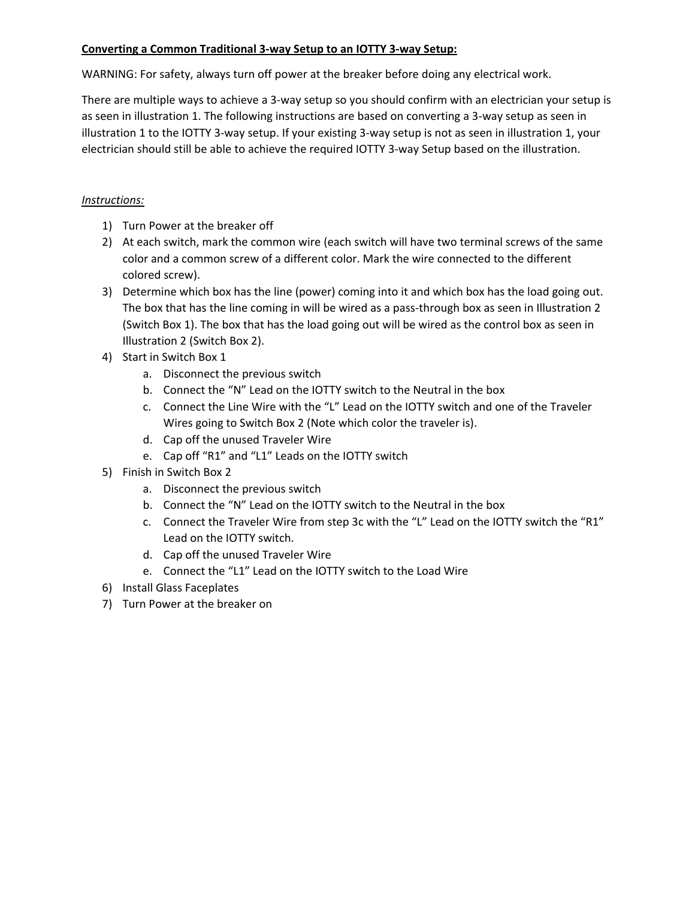**<u>Converting a Common Traditional 3-way Setup to an IOTTY 3-way Setup:</u>**

WARNING: For safety, always turn off power at the breaker before doing any electrical work.

There are multiple ways to achieve a 3-way setup so you should confirm with an electrician your setup is as seen in illustration 1. The following instructions are based on converting a 3-way setup as seen in illustration 1 to the IOTTY 3-way setup. If your existing 3-way setup is not as seen in illustration 1, your electrician should still be able to achieve the required IOTTY 3-way Setup based on the illustration.

*<u>Instructions:</u>*

1) Turn Power at the breaker off
2) At each switch, mark the common wire (each switch will have two terminal screws of the same color and a common screw of a different color. Mark the wire connected to the different colored screw).
3) Determine which box has the line (power) coming into it and which box has the load going out. The box that has the line coming in will be wired as a pass-through box as seen in Illustration 2 (Switch Box 1). The box that has the load going out will be wired as the control box as seen in Illustration 2 (Switch Box 2).
4) Start in Switch Box 1
   a. Disconnect the previous switch
   b. Connect the "N" Lead on the IOTTY switch to the Neutral in the box
   c. Connect the Line Wire with the "L" Lead on the IOTTY switch and one of the Traveler Wires going to Switch Box 2 (Note which color the traveler is).
   d. Cap off the unused Traveler Wire
   e. Cap off "R1" and "L1" Leads on the IOTTY switch
5) Finish in Switch Box 2
   a. Disconnect the previous switch
   b. Connect the "N" Lead on the IOTTY switch to the Neutral in the box
   c. Connect the Traveler Wire from step 3c with the "L" Lead on the IOTTY switch the "R1" Lead on the IOTTY switch.
   d. Cap off the unused Traveler Wire
   e. Connect the "L1" Lead on the IOTTY switch to the Load Wire
6) Install Glass Faceplates
7) Turn Power at the breaker on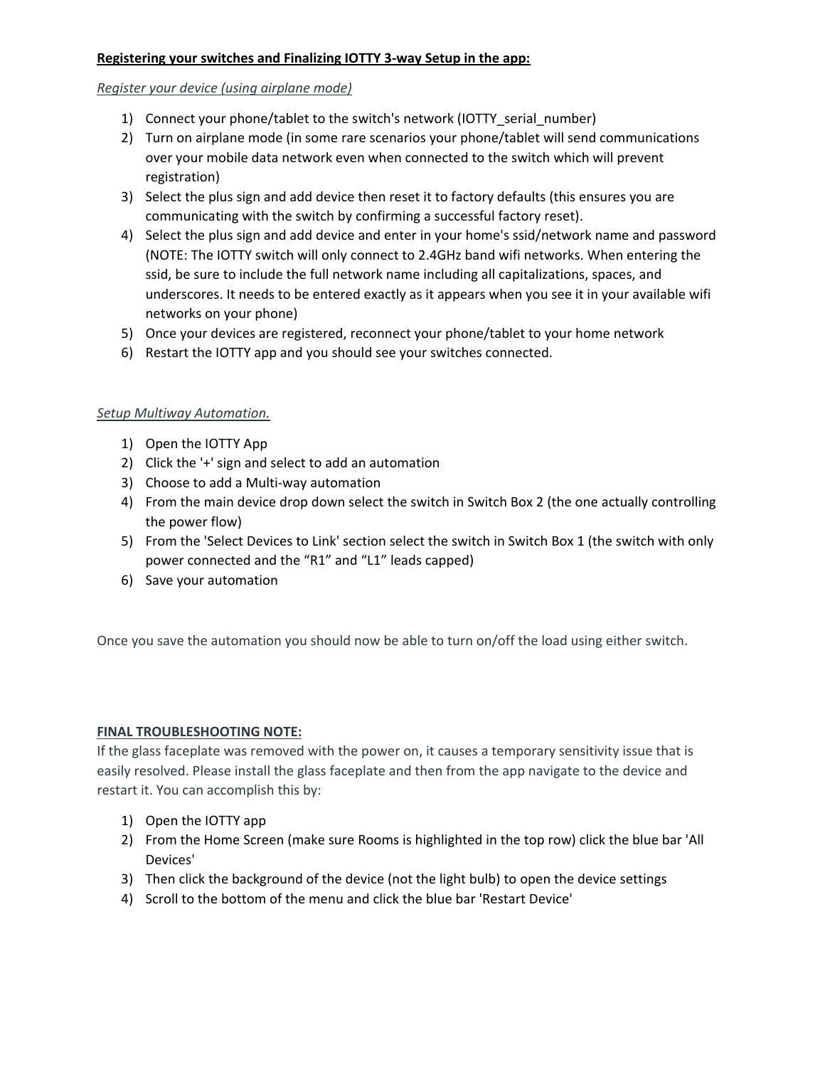**Registering your switches and Finalizing IOTTY 3-way Setup in the app:**

*Register your device (using airplane mode)*

1) Connect your phone/tablet to the switch's network (IOTTY_serial_number)
2) Turn on airplane mode (in some rare scenarios your phone/tablet will send communications over your mobile data network even when connected to the switch which will prevent registration)
3) Select the plus sign and add device then reset it to factory defaults (this ensures you are communicating with the switch by confirming a successful factory reset).
4) Select the plus sign and add device and enter in your home's ssid/network name and password (NOTE: The IOTTY switch will only connect to 2.4GHz band wifi networks. When entering the ssid, be sure to include the full network name including all capitalizations, spaces, and underscores. It needs to be entered exactly as it appears when you see it in your available wifi networks on your phone)
5) Once your devices are registered, reconnect your phone/tablet to your home network
6) Restart the IOTTY app and you should see your switches connected.

*Setup Multiway Automation.*

1) Open the IOTTY App
2) Click the '+' sign and select to add an automation
3) Choose to add a Multi-way automation
4) From the main device drop down select the switch in Switch Box 2 (the one actually controlling the power flow)
5) From the 'Select Devices to Link' section select the switch in Switch Box 1 (the switch with only power connected and the “R1” and “L1” leads capped)
6) Save your automation

Once you save the automation you should now be able to turn on/off the load using either switch.

**FINAL TROUBLESHOOTING NOTE:**

If the glass faceplate was removed with the power on, it causes a temporary sensitivity issue that is easily resolved. Please install the glass faceplate and then from the app navigate to the device and restart it. You can accomplish this by:

1) Open the IOTTY app
2) From the Home Screen (make sure Rooms is highlighted in the top row) click the blue bar 'All Devices'
3) Then click the background of the device (not the light bulb) to open the device settings
4) Scroll to the bottom of the menu and click the blue bar 'Restart Device'